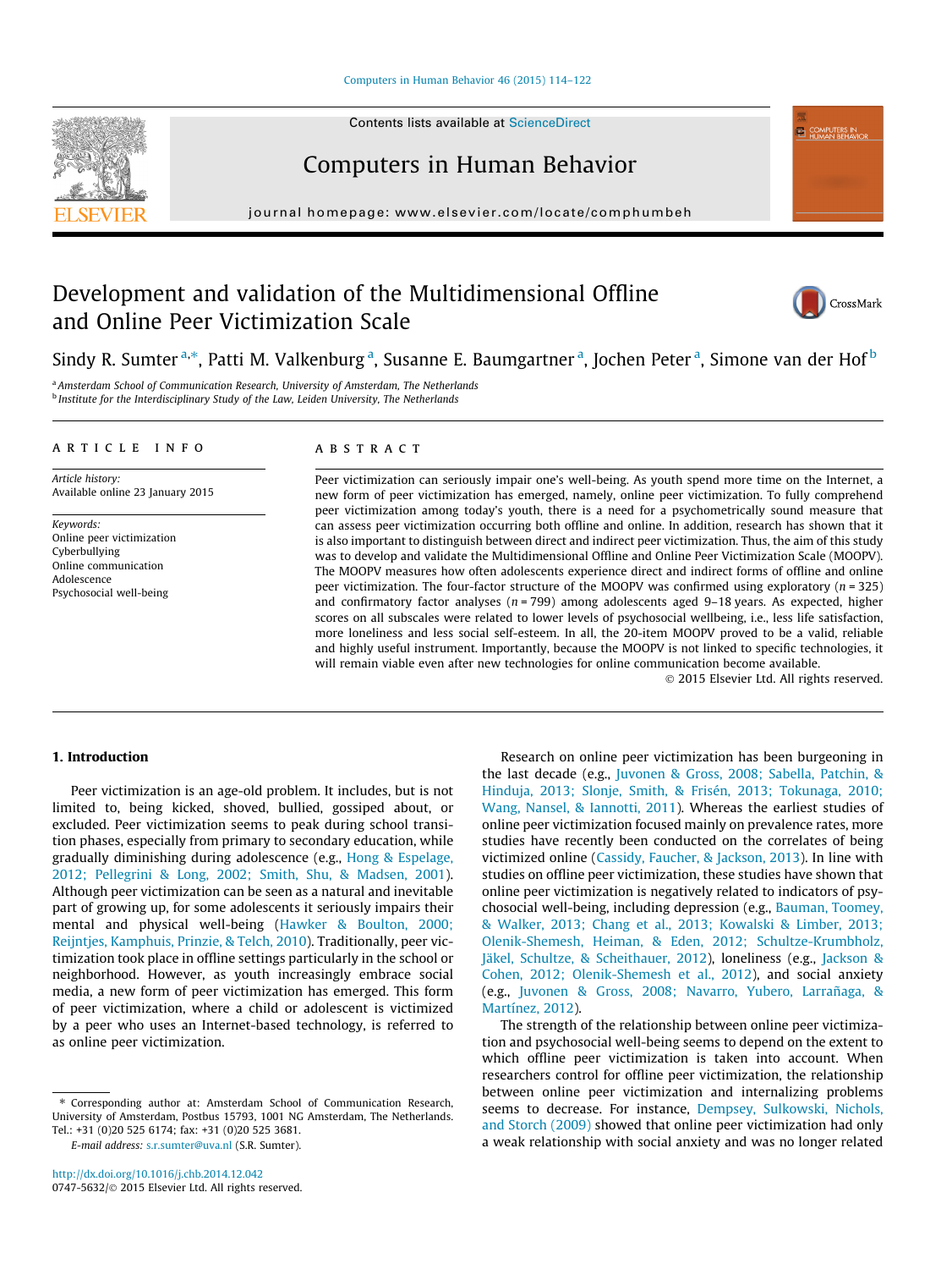# Development and validation of the Multidimensional Offline and Online Peer Victimization Scale

Sindy R. Sumter [a,*], Patti M. Valkenburg [a], Susanne E. Baumgartner [a], Jochen Peter [a], Simone van der Hof [b]

[a] Amsterdam School of Communication Research, University of Amsterdam, The Netherlands
[b] Institute for the Interdisciplinary Study of the Law, Leiden University, The Netherlands

**ARTICLE INFO**

*Article history:*
Available online 23 January 2015

*Keywords:*
Online peer victimization
Cyberbullying
Online communication
Adolescence
Psychosocial well-being

**ABSTRACT**

Peer victimization can seriously impair one's well-being. As youth spend more time on the Internet, a new form of peer victimization has emerged, namely, online peer victimization. To fully comprehend peer victimization among today's youth, there is a need for a psychometrically sound measure that can assess peer victimization occurring both offline and online. In addition, research has shown that it is also important to distinguish between direct and indirect peer victimization. Thus, the aim of this study was to develop and validate the Multidimensional Offline and Online Peer Victimization Scale (MOOPV). The MOOPV measures how often adolescents experience direct and indirect forms of offline and online peer victimization. The four-factor structure of the MOOPV was confirmed using exploratory ($n = 325$) and confirmatory factor analyses ($n = 799$) among adolescents aged 9–18 years. As expected, higher scores on all subscales were related to lower levels of psychosocial wellbeing, i.e., less life satisfaction, more loneliness and less social self-esteem. In all, the 20-item MOOPV proved to be a valid, reliable and highly useful instrument. Importantly, because the MOOPV is not linked to specific technologies, it will remain viable even after new technologies for online communication become available.

© 2015 Elsevier Ltd. All rights reserved.

## 1. Introduction

Peer victimization is an age-old problem. It includes, but is not limited to, being kicked, shoved, bullied, gossiped about, or excluded. Peer victimization seems to peak during school transition phases, especially from primary to secondary education, while gradually diminishing during adolescence (e.g., Hong & Espelage, 2012; Pellegrini & Long, 2002; Smith, Shu, & Madsen, 2001). Although peer victimization can be seen as a natural and inevitable part of growing up, for some adolescents it seriously impairs their mental and physical well-being (Hawker & Boulton, 2000; Reijntjes, Kamphuis, Prinzie, & Telch, 2010). Traditionally, peer victimization took place in offline settings particularly in the school or neighborhood. However, as youth increasingly embrace social media, a new form of peer victimization has emerged. This form of peer victimization, where a child or adolescent is victimized by a peer who uses an Internet-based technology, is referred to as online peer victimization.

Research on online peer victimization has been burgeoning in the last decade (e.g., Juvonen & Gross, 2008; Sabella, Patchin, & Hinduja, 2013; Slonje, Smith, & Frisén, 2013; Tokunaga, 2010; Wang, Nansel, & Iannotti, 2011). Whereas the earliest studies of online peer victimization focused mainly on prevalence rates, more studies have recently been conducted on the correlates of being victimized online (Cassidy, Faucher, & Jackson, 2013). In line with studies on offline peer victimization, these studies have shown that online peer victimization is negatively related to indicators of psychosocial well-being, including depression (e.g., Bauman, Toomey, & Walker, 2013; Chang et al., 2013; Kowalski & Limber, 2013; Olenik-Shemesh, Heiman, & Eden, 2012; Schultze-Krumbholz, Jäkel, Schultze, & Scheithauer, 2012), loneliness (e.g., Jackson & Cohen, 2012; Olenik-Shemesh et al., 2012), and social anxiety (e.g., Juvonen & Gross, 2008; Navarro, Yubero, Larrañaga, & Martínez, 2012).

The strength of the relationship between online peer victimization and psychosocial well-being seems to depend on the extent to which offline peer victimization is taken into account. When researchers control for offline peer victimization, the relationship between online peer victimization and internalizing problems seems to decrease. For instance, Dempsey, Sulkowski, Nichols, and Storch (2009) showed that online peer victimization had only a weak relationship with social anxiety and was no longer related

* Corresponding author at: Amsterdam School of Communication Research, University of Amsterdam, Postbus 15793, 1001 NG Amsterdam, The Netherlands. Tel.: +31 (0)20 525 6174; fax: +31 (0)20 525 3681.
*E-mail address:* s.r.sumter@uva.nl (S.R. Sumter).

http://dx.doi.org/10.1016/j.chb.2014.12.042
0747-5632/© 2015 Elsevier Ltd. All rights reserved.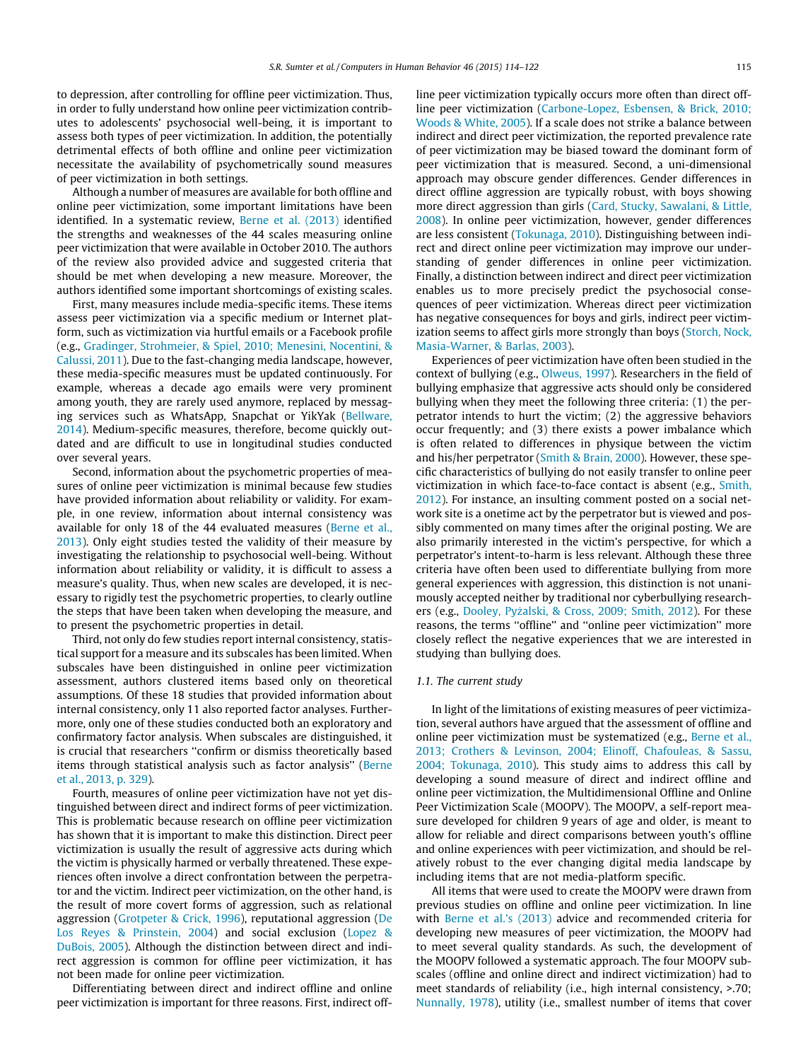to depression, after controlling for offline peer victimization. Thus, in order to fully understand how online peer victimization contributes to adolescents' psychosocial well-being, it is important to assess both types of peer victimization. In addition, the potentially detrimental effects of both offline and online peer victimization necessitate the availability of psychometrically sound measures of peer victimization in both settings.

Although a number of measures are available for both offline and online peer victimization, some important limitations have been identified. In a systematic review, Berne et al. (2013) identified the strengths and weaknesses of the 44 scales measuring online peer victimization that were available in October 2010. The authors of the review also provided advice and suggested criteria that should be met when developing a new measure. Moreover, the authors identified some important shortcomings of existing scales.

First, many measures include media-specific items. These items assess peer victimization via a specific medium or Internet platform, such as victimization via hurtful emails or a Facebook profile (e.g., Gradinger, Strohmeier, & Spiel, 2010; Menesini, Nocentini, & Calussi, 2011). Due to the fast-changing media landscape, however, these media-specific measures must be updated continuously. For example, whereas a decade ago emails were very prominent among youth, they are rarely used anymore, replaced by messaging services such as WhatsApp, Snapchat or YikYak (Bellware, 2014). Medium-specific measures, therefore, become quickly outdated and are difficult to use in longitudinal studies conducted over several years.

Second, information about the psychometric properties of measures of online peer victimization is minimal because few studies have provided information about reliability or validity. For example, in one review, information about internal consistency was available for only 18 of the 44 evaluated measures (Berne et al., 2013). Only eight studies tested the validity of their measure by investigating the relationship to psychosocial well-being. Without information about reliability or validity, it is difficult to assess a measure's quality. Thus, when new scales are developed, it is necessary to rigidly test the psychometric properties, to clearly outline the steps that have been taken when developing the measure, and to present the psychometric properties in detail.

Third, not only do few studies report internal consistency, statistical support for a measure and its subscales has been limited. When subscales have been distinguished in online peer victimization assessment, authors clustered items based only on theoretical assumptions. Of these 18 studies that provided information about internal consistency, only 11 also reported factor analyses. Furthermore, only one of these studies conducted both an exploratory and confirmatory factor analysis. When subscales are distinguished, it is crucial that researchers "confirm or dismiss theoretically based items through statistical analysis such as factor analysis" (Berne et al., 2013, p. 329).

Fourth, measures of online peer victimization have not yet distinguished between direct and indirect forms of peer victimization. This is problematic because research on offline peer victimization has shown that it is important to make this distinction. Direct peer victimization is usually the result of aggressive acts during which the victim is physically harmed or verbally threatened. These experiences often involve a direct confrontation between the perpetrator and the victim. Indirect peer victimization, on the other hand, is the result of more covert forms of aggression, such as relational aggression (Grotpeter & Crick, 1996), reputational aggression (De Los Reyes & Prinstein, 2004) and social exclusion (Lopez & DuBois, 2005). Although the distinction between direct and indirect aggression is common for offline peer victimization, it has not been made for online peer victimization.

Differentiating between direct and indirect offline and online peer victimization is important for three reasons. First, indirect offline peer victimization typically occurs more often than direct offline peer victimization (Carbone-Lopez, Esbensen, & Brick, 2010; Woods & White, 2005). If a scale does not strike a balance between indirect and direct peer victimization, the reported prevalence rate of peer victimization may be biased toward the dominant form of peer victimization that is measured. Second, a uni-dimensional approach may obscure gender differences. Gender differences in direct offline aggression are typically robust, with boys showing more direct aggression than girls (Card, Stucky, Sawalani, & Little, 2008). In online peer victimization, however, gender differences are less consistent (Tokunaga, 2010). Distinguishing between indirect and direct online peer victimization may improve our understanding of gender differences in online peer victimization. Finally, a distinction between indirect and direct peer victimization enables us to more precisely predict the psychosocial consequences of peer victimization. Whereas direct peer victimization has negative consequences for boys and girls, indirect peer victimization seems to affect girls more strongly than boys (Storch, Nock, Masia-Warner, & Barlas, 2003).

Experiences of peer victimization have often been studied in the context of bullying (e.g., Olweus, 1997). Researchers in the field of bullying emphasize that aggressive acts should only be considered bullying when they meet the following three criteria: (1) the perpetrator intends to hurt the victim; (2) the aggressive behaviors occur frequently; and (3) there exists a power imbalance which is often related to differences in physique between the victim and his/her perpetrator (Smith & Brain, 2000). However, these specific characteristics of bullying do not easily transfer to online peer victimization in which face-to-face contact is absent (e.g., Smith, 2012). For instance, an insulting comment posted on a social network site is a onetime act by the perpetrator but is viewed and possibly commented on many times after the original posting. We are also primarily interested in the victim's perspective, for which a perpetrator's intent-to-harm is less relevant. Although these three criteria have often been used to differentiate bullying from more general experiences with aggression, this distinction is not unanimously accepted neither by traditional nor cyberbullying researchers (e.g., Dooley, Pyżalski, & Cross, 2009; Smith, 2012). For these reasons, the terms "offline" and "online peer victimization" more closely reflect the negative experiences that we are interested in studying than bullying does.

### 1.1. The current study

In light of the limitations of existing measures of peer victimization, several authors have argued that the assessment of offline and online peer victimization must be systematized (e.g., Berne et al., 2013; Crothers & Levinson, 2004; Elinoff, Chafouleas, & Sassu, 2004; Tokunaga, 2010). This study aims to address this call by developing a sound measure of direct and indirect offline and online peer victimization, the Multidimensional Offline and Online Peer Victimization Scale (MOOPV). The MOOPV, a self-report measure developed for children 9 years of age and older, is meant to allow for reliable and direct comparisons between youth's offline and online experiences with peer victimization, and should be relatively robust to the ever changing digital media landscape by including items that are not media-platform specific.

All items that were used to create the MOOPV were drawn from previous studies on offline and online peer victimization. In line with Berne et al.'s (2013) advice and recommended criteria for developing new measures of peer victimization, the MOOPV had to meet several quality standards. As such, the development of the MOOPV followed a systematic approach. The four MOOPV subscales (offline and online direct and indirect victimization) had to meet standards of reliability (i.e., high internal consistency, >.70; Nunnally, 1978), utility (i.e., smallest number of items that cover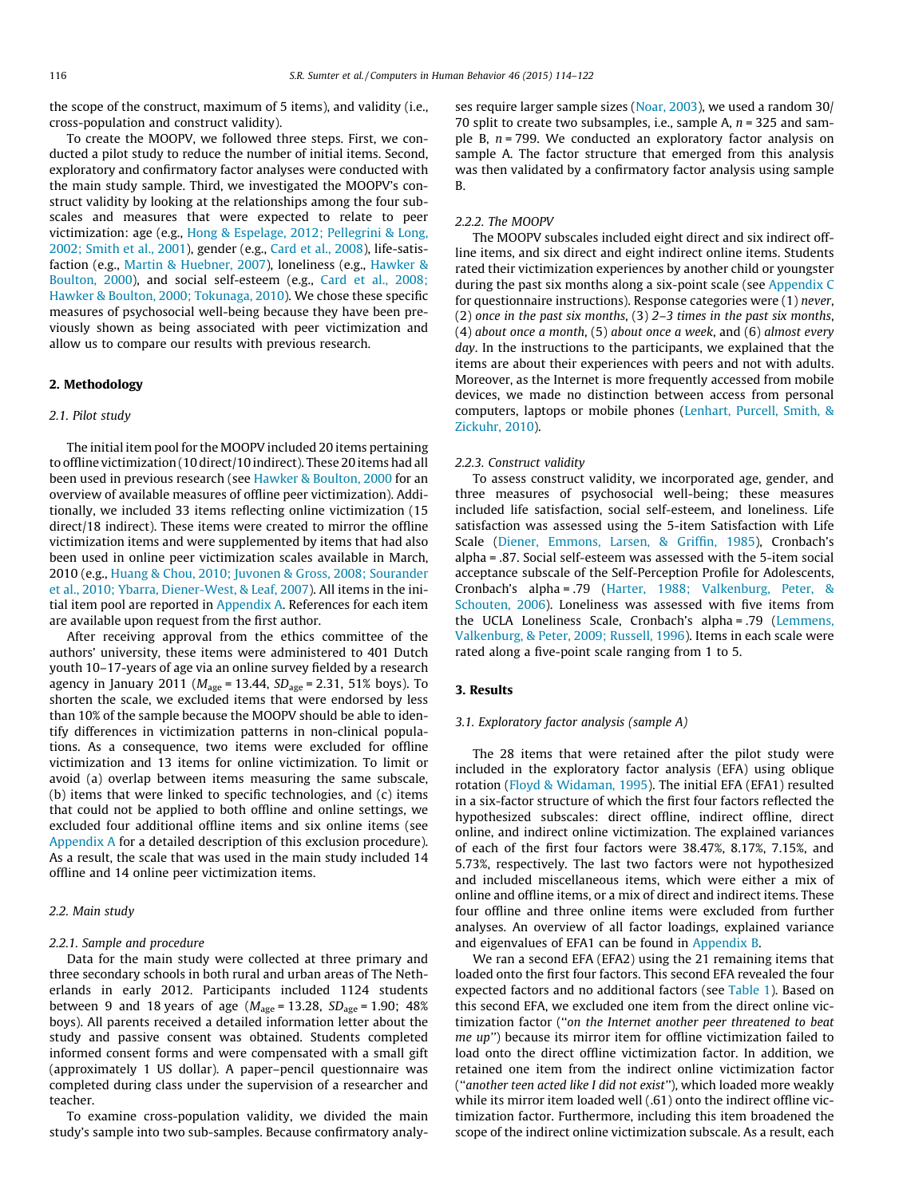the scope of the construct, maximum of 5 items), and validity (i.e., cross-population and construct validity).

To create the MOOPV, we followed three steps. First, we conducted a pilot study to reduce the number of initial items. Second, exploratory and confirmatory factor analyses were conducted with the main study sample. Third, we investigated the MOOPV's construct validity by looking at the relationships among the four subscales and measures that were expected to relate to peer victimization: age (e.g., Hong & Espelage, 2012; Pellegrini & Long, 2002; Smith et al., 2001), gender (e.g., Card et al., 2008), life-satisfaction (e.g., Martin & Huebner, 2007), loneliness (e.g., Hawker & Boulton, 2000), and social self-esteem (e.g., Card et al., 2008; Hawker & Boulton, 2000; Tokunaga, 2010). We chose these specific measures of psychosocial well-being because they have been previously shown as being associated with peer victimization and allow us to compare our results with previous research.

## 2. Methodology

### 2.1. Pilot study

The initial item pool for the MOOPV included 20 items pertaining to offline victimization (10 direct/10 indirect). These 20 items had all been used in previous research (see Hawker & Boulton, 2000 for an overview of available measures of offline peer victimization). Additionally, we included 33 items reflecting online victimization (15 direct/18 indirect). These items were created to mirror the offline victimization items and were supplemented by items that had also been used in online peer victimization scales available in March, 2010 (e.g., Huang & Chou, 2010; Juvonen & Gross, 2008; Sourander et al., 2010; Ybarra, Diener-West, & Leaf, 2007). All items in the initial item pool are reported in Appendix A. References for each item are available upon request from the first author.

After receiving approval from the ethics committee of the authors' university, these items were administered to 401 Dutch youth 10–17-years of age via an online survey fielded by a research agency in January 2011 ($M_{age}$ = 13.44, $SD_{age}$ = 2.31, 51% boys). To shorten the scale, we excluded items that were endorsed by less than 10% of the sample because the MOOPV should be able to identify differences in victimization patterns in non-clinical populations. As a consequence, two items were excluded for offline victimization and 13 items for online victimization. To limit or avoid (a) overlap between items measuring the same subscale, (b) items that were linked to specific technologies, and (c) items that could not be applied to both offline and online settings, we excluded four additional offline items and six online items (see Appendix A for a detailed description of this exclusion procedure). As a result, the scale that was used in the main study included 14 offline and 14 online peer victimization items.

### 2.2. Main study

#### 2.2.1. Sample and procedure

Data for the main study were collected at three primary and three secondary schools in both rural and urban areas of The Netherlands in early 2012. Participants included 1124 students between 9 and 18 years of age ($M_{age}$ = 13.28, $SD_{age}$ = 1.90; 48% boys). All parents received a detailed information letter about the study and passive consent was obtained. Students completed informed consent forms and were compensated with a small gift (approximately 1 US dollar). A paper–pencil questionnaire was completed during class under the supervision of a researcher and teacher.

To examine cross-population validity, we divided the main study's sample into two sub-samples. Because confirmatory analyses require larger sample sizes (Noar, 2003), we used a random 30/70 split to create two subsamples, i.e., sample A, $n$ = 325 and sample B, $n$ = 799. We conducted an exploratory factor analysis on sample A. The factor structure that emerged from this analysis was then validated by a confirmatory factor analysis using sample B.

#### 2.2.2. The MOOPV

The MOOPV subscales included eight direct and six indirect offline items, and six direct and eight indirect online items. Students rated their victimization experiences by another child or youngster during the past six months along a six-point scale (see Appendix C for questionnaire instructions). Response categories were (1) *never*, (2) *once in the past six months*, (3) *2–3 times in the past six months*, (4) *about once a month*, (5) *about once a week*, and (6) *almost every day*. In the instructions to the participants, we explained that the items are about their experiences with peers and not with adults. Moreover, as the Internet is more frequently accessed from mobile devices, we made no distinction between access from personal computers, laptops or mobile phones (Lenhart, Purcell, Smith, & Zickuhr, 2010).

#### 2.2.3. Construct validity

To assess construct validity, we incorporated age, gender, and three measures of psychosocial well-being; these measures included life satisfaction, social self-esteem, and loneliness. Life satisfaction was assessed using the 5-item Satisfaction with Life Scale (Diener, Emmons, Larsen, & Griffin, 1985), Cronbach's alpha = .87. Social self-esteem was assessed with the 5-item social acceptance subscale of the Self-Perception Profile for Adolescents, Cronbach's alpha = .79 (Harter, 1988; Valkenburg, Peter, & Schouten, 2006). Loneliness was assessed with five items from the UCLA Loneliness Scale, Cronbach's alpha = .79 (Lemmens, Valkenburg, & Peter, 2009; Russell, 1996). Items in each scale were rated along a five-point scale ranging from 1 to 5.

## 3. Results

### 3.1. Exploratory factor analysis (sample A)

The 28 items that were retained after the pilot study were included in the exploratory factor analysis (EFA) using oblique rotation (Floyd & Widaman, 1995). The initial EFA (EFA1) resulted in a six-factor structure of which the first four factors reflected the hypothesized subscales: direct offline, indirect offline, direct online, and indirect online victimization. The explained variances of each of the first four factors were 38.47%, 8.17%, 7.15%, and 5.73%, respectively. The last two factors were not hypothesized and included miscellaneous items, which were either a mix of online and offline items, or a mix of direct and indirect items. These four offline and three online items were excluded from further analyses. An overview of all factor loadings, explained variance and eigenvalues of EFA1 can be found in Appendix B.

We ran a second EFA (EFA2) using the 21 remaining items that loaded onto the first four factors. This second EFA revealed the four expected factors and no additional factors (see Table 1). Based on this second EFA, we excluded one item from the direct online victimization factor ("*on the Internet another peer threatened to beat me up*") because its mirror item for offline victimization failed to load onto the direct offline victimization factor. In addition, we retained one item from the indirect online victimization factor ("*another teen acted like I did not exist*"), which loaded more weakly while its mirror item loaded well (.61) onto the indirect offline victimization factor. Furthermore, including this item broadened the scope of the indirect online victimization subscale. As a result, each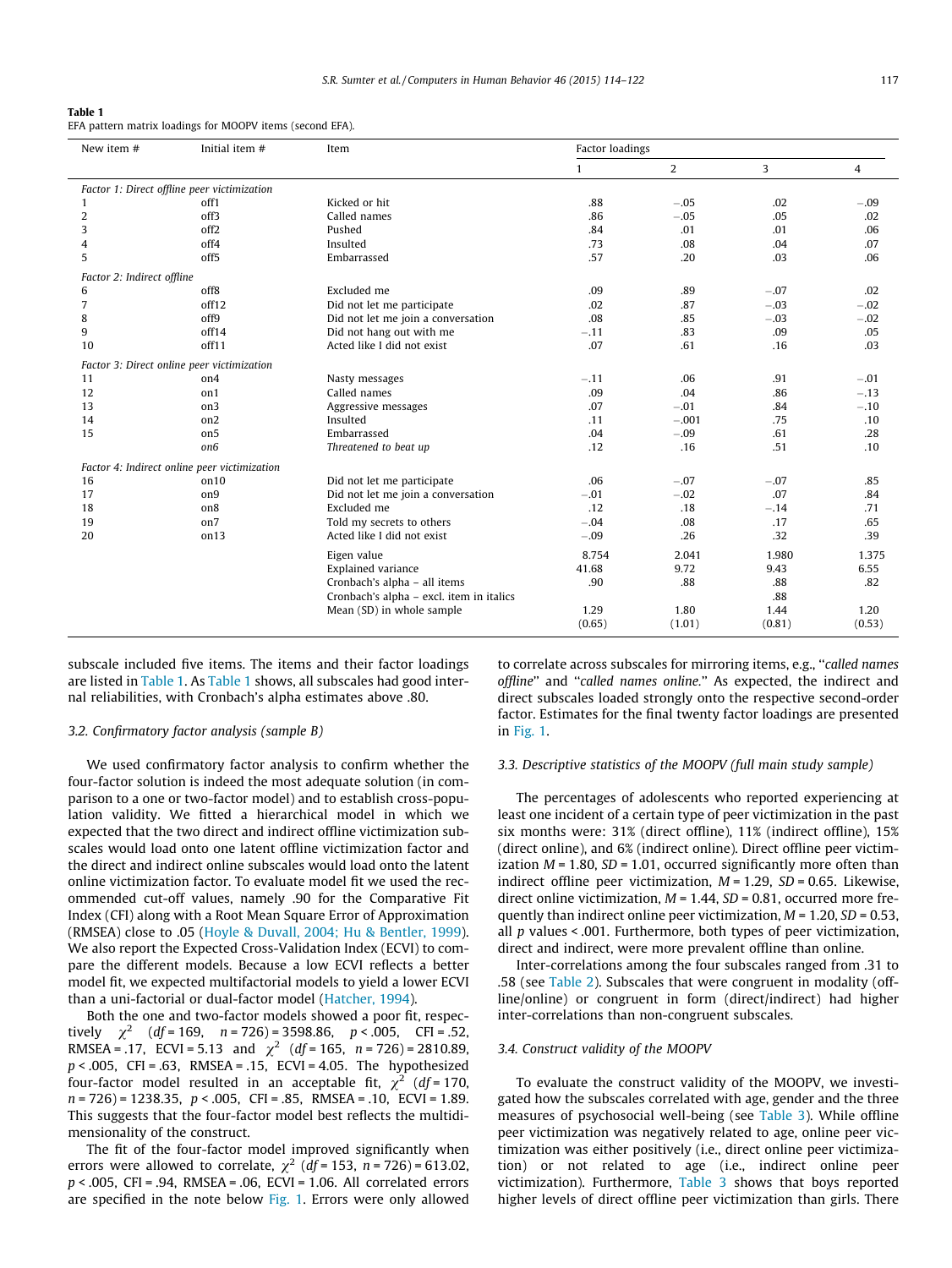**Table 1**
EFA pattern matrix loadings for MOOPV items (second EFA).

| New item # | Initial item # | Item | Factor loadings | | | |
|---|---|---|---|---|---|---|
| | | | 1 | 2 | 3 | 4 |
| *Factor 1: Direct offline peer victimization* | | | | | | |
| 1 | off1 | Kicked or hit | .88 | −.05 | .02 | −.09 |
| 2 | off3 | Called names | .86 | −.05 | .05 | .02 |
| 3 | off2 | Pushed | .84 | .01 | .01 | .06 |
| 4 | off4 | Insulted | .73 | .08 | .04 | .07 |
| 5 | off5 | Embarrassed | .57 | .20 | .03 | .06 |
| *Factor 2: Indirect offline* | | | | | | |
| 6 | off8 | Excluded me | .09 | .89 | −.07 | .02 |
| 7 | off12 | Did not let me participate | .02 | .87 | −.03 | −.02 |
| 8 | off9 | Did not let me join a conversation | .08 | .85 | −.03 | −.02 |
| 9 | off14 | Did not hang out with me | −.11 | .83 | .09 | .05 |
| 10 | off11 | Acted like I did not exist | .07 | .61 | .16 | .03 |
| *Factor 3: Direct online peer victimization* | | | | | | |
| 11 | on4 | Nasty messages | −.11 | .06 | .91 | −.01 |
| 12 | on1 | Called names | .09 | .04 | .86 | −.13 |
| 13 | on3 | Aggressive messages | .07 | −.01 | .84 | −.10 |
| 14 | on2 | Insulted | .11 | −.001 | .75 | .10 |
| 15 | on5 | Embarrassed | .04 | −.09 | .61 | .28 |
| | *on6* | *Threatened to beat up* | .12 | .16 | .51 | .10 |
| *Factor 4: Indirect online peer victimization* | | | | | | |
| 16 | on10 | Did not let me participate | .06 | −.07 | −.07 | .85 |
| 17 | on9 | Did not let me join a conversation | −.01 | −.02 | .07 | .84 |
| 18 | on8 | Excluded me | .12 | .18 | −.14 | .71 |
| 19 | on7 | Told my secrets to others | −.04 | .08 | .17 | .65 |
| 20 | on13 | Acted like I did not exist | −.09 | .26 | .32 | .39 |
| | | Eigen value | 8.754 | 2.041 | 1.980 | 1.375 |
| | | Explained variance | 41.68 | 9.72 | 9.43 | 6.55 |
| | | Cronbach's alpha – all items | .90 | .88 | .88 | .82 |
| | | Cronbach's alpha – excl. item in italics | | | .88 | |
| | | Mean (SD) in whole sample | 1.29 (0.65) | 1.80 (1.01) | 1.44 (0.81) | 1.20 (0.53) |

subscale included five items. The items and their factor loadings are listed in Table 1. As Table 1 shows, all subscales had good internal reliabilities, with Cronbach's alpha estimates above .80.

### 3.2. Confirmatory factor analysis (sample B)

We used confirmatory factor analysis to confirm whether the four-factor solution is indeed the most adequate solution (in comparison to a one or two-factor model) and to establish cross-population validity. We fitted a hierarchical model in which we expected that the two direct and indirect offline victimization subscales would load onto one latent offline victimization factor and the direct and indirect online subscales would load onto the latent online victimization factor. To evaluate model fit we used the recommended cut-off values, namely .90 for the Comparative Fit Index (CFI) along with a Root Mean Square Error of Approximation (RMSEA) close to .05 (Hoyle & Duvall, 2004; Hu & Bentler, 1999). We also report the Expected Cross-Validation Index (ECVI) to compare the different models. Because a low ECVI reflects a better model fit, we expected multifactorial models to yield a lower ECVI than a uni-factorial or dual-factor model (Hatcher, 1994).

Both the one and two-factor models showed a poor fit, respectively $\chi^2$ ($df$ = 169, $n$ = 726) = 3598.86, $p < .005$, CFI = .52, RMSEA = .17, ECVI = 5.13 and $\chi^2$ ($df$ = 165, $n$ = 726) = 2810.89, $p < .005$, CFI = .63, RMSEA = .15, ECVI = 4.05. The hypothesized four-factor model resulted in an acceptable fit, $\chi^2$ ($df$ = 170, $n$ = 726) = 1238.35, $p < .005$, CFI = .85, RMSEA = .10, ECVI = 1.89. This suggests that the four-factor model best reflects the multidimensionality of the construct.

The fit of the four-factor model improved significantly when errors were allowed to correlate, $\chi^2$ ($df$ = 153, $n$ = 726) = 613.02, $p < .005$, CFI = .94, RMSEA = .06, ECVI = 1.06. All correlated errors are specified in the note below Fig. 1. Errors were only allowed to correlate across subscales for mirroring items, e.g., "*called names offline*" and "*called names online*." As expected, the indirect and direct subscales loaded strongly onto the respective second-order factor. Estimates for the final twenty factor loadings are presented in Fig. 1.

### 3.3. Descriptive statistics of the MOOPV (full main study sample)

The percentages of adolescents who reported experiencing at least one incident of a certain type of peer victimization in the past six months were: 31% (direct offline), 11% (indirect offline), 15% (direct online), and 6% (indirect online). Direct offline peer victimization $M$ = 1.80, $SD$ = 1.01, occurred significantly more often than indirect offline peer victimization, $M$ = 1.29, $SD$ = 0.65. Likewise, direct online victimization, $M$ = 1.44, $SD$ = 0.81, occurred more frequently than indirect online peer victimization, $M$ = 1.20, $SD$ = 0.53, all $p$ values < .001. Furthermore, both types of peer victimization, direct and indirect, were more prevalent offline than online.

Inter-correlations among the four subscales ranged from .31 to .58 (see Table 2). Subscales that were congruent in modality (offline/online) or congruent in form (direct/indirect) had higher inter-correlations than non-congruent subscales.

### 3.4. Construct validity of the MOOPV

To evaluate the construct validity of the MOOPV, we investigated how the subscales correlated with age, gender and the three measures of psychosocial well-being (see Table 3). While offline peer victimization was negatively related to age, online peer victimization was either positively (i.e., direct online peer victimization) or not related to age (i.e., indirect online peer victimization). Furthermore, Table 3 shows that boys reported higher levels of direct offline peer victimization than girls. There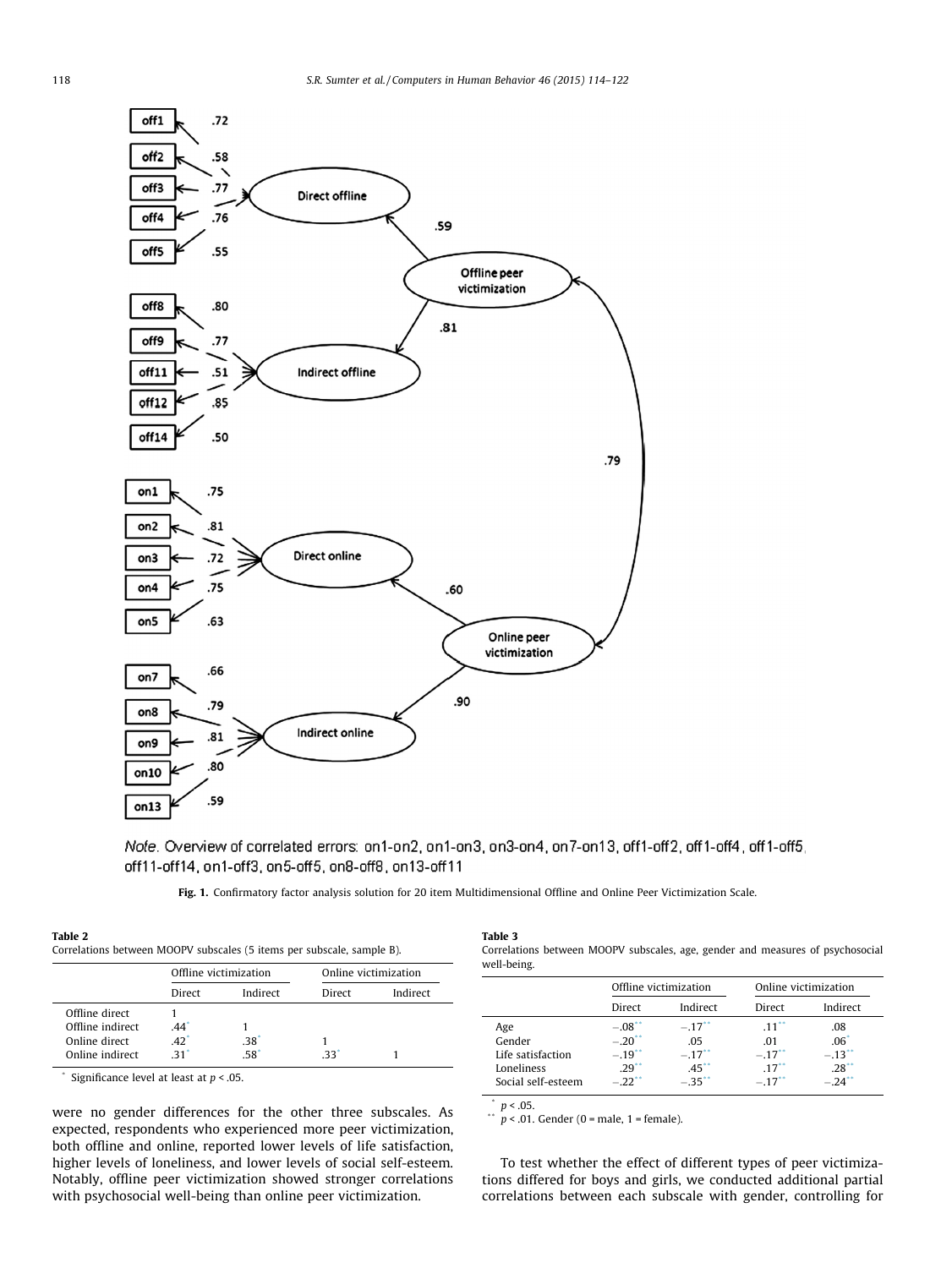Note. Overview of correlated errors: on1-on2, on1-on3, on3-on4, on7-on13, off1-off2, off1-off4, off1-off5, off11-off14, on1-off3, on5-off5, on8-off8, on13-off11

Fig. 1. Confirmatory factor analysis solution for 20 item Multidimensional Offline and Online Peer Victimization Scale.

**Table 2**
Correlations between MOOPV subscales (5 items per subscale, sample B).

| | Offline victimization | | Online victimization | |
|---|---|---|---|---|
| | Direct | Indirect | Direct | Indirect |
| Offline direct | 1 | | | |
| Offline indirect | .44* | 1 | | |
| Online direct | .42* | .38* | 1 | |
| Online indirect | .31* | .58* | .33* | 1 |

\* Significance level at least at $p < .05$.

**Table 3**
Correlations between MOOPV subscales, age, gender and measures of psychosocial well-being.

| | Offline victimization | | Online victimization | |
|---|---|---|---|---|
| | Direct | Indirect | Direct | Indirect |
| Age | −.08** | −.17** | .11** | .08 |
| Gender | −.20** | .05 | .01 | .06* |
| Life satisfaction | −.19** | −.17** | −.17** | −.13** |
| Loneliness | .29** | .45** | .17** | .28** |
| Social self-esteem | −.22** | −.35** | −.17** | −.24** |

\* $p < .05$.
\*\* $p < .01$. Gender (0 = male, 1 = female).

were no gender differences for the other three subscales. As expected, respondents who experienced more peer victimization, both offline and online, reported lower levels of life satisfaction, higher levels of loneliness, and lower levels of social self-esteem. Notably, offline peer victimization showed stronger correlations with psychosocial well-being than online peer victimization.

To test whether the effect of different types of peer victimizations differed for boys and girls, we conducted additional partial correlations between each subscale with gender, controlling for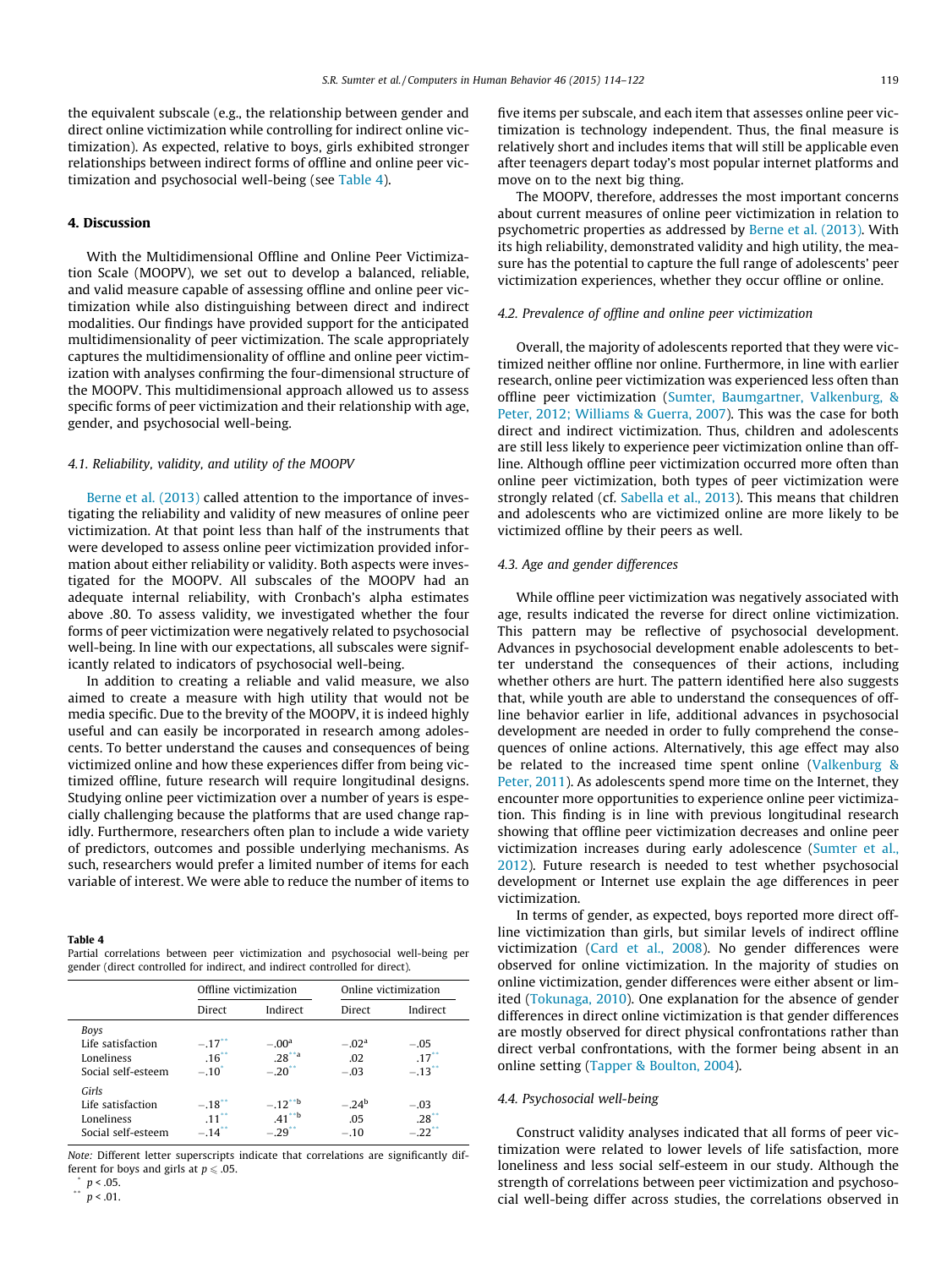the equivalent subscale (e.g., the relationship between gender and direct online victimization while controlling for indirect online victimization). As expected, relative to boys, girls exhibited stronger relationships between indirect forms of offline and online peer victimization and psychosocial well-being (see Table 4).

## 4. Discussion

With the Multidimensional Offline and Online Peer Victimization Scale (MOOPV), we set out to develop a balanced, reliable, and valid measure capable of assessing offline and online peer victimization while also distinguishing between direct and indirect modalities. Our findings have provided support for the anticipated multidimensionality of peer victimization. The scale appropriately captures the multidimensionality of offline and online peer victimization with analyses confirming the four-dimensional structure of the MOOPV. This multidimensional approach allowed us to assess specific forms of peer victimization and their relationship with age, gender, and psychosocial well-being.

### 4.1. Reliability, validity, and utility of the MOOPV

Berne et al. (2013) called attention to the importance of investigating the reliability and validity of new measures of online peer victimization. At that point less than half of the instruments that were developed to assess online peer victimization provided information about either reliability or validity. Both aspects were investigated for the MOOPV. All subscales of the MOOPV had an adequate internal reliability, with Cronbach's alpha estimates above .80. To assess validity, we investigated whether the four forms of peer victimization were negatively related to psychosocial well-being. In line with our expectations, all subscales were significantly related to indicators of psychosocial well-being.

In addition to creating a reliable and valid measure, we also aimed to create a measure with high utility that would not be media specific. Due to the brevity of the MOOPV, it is indeed highly useful and can easily be incorporated in research among adolescents. To better understand the causes and consequences of being victimized online and how these experiences differ from being victimized offline, future research will require longitudinal designs. Studying online peer victimization over a number of years is especially challenging because the platforms that are used change rapidly. Furthermore, researchers often plan to include a wide variety of predictors, outcomes and possible underlying mechanisms. As such, researchers would prefer a limited number of items for each variable of interest. We were able to reduce the number of items to five items per subscale, and each item that assesses online peer victimization is technology independent. Thus, the final measure is relatively short and includes items that will still be applicable even after teenagers depart today's most popular internet platforms and move on to the next big thing.

The MOOPV, therefore, addresses the most important concerns about current measures of online peer victimization in relation to psychometric properties as addressed by Berne et al. (2013). With its high reliability, demonstrated validity and high utility, the measure has the potential to capture the full range of adolescents' peer victimization experiences, whether they occur offline or online.

### 4.2. Prevalence of offline and online peer victimization

Overall, the majority of adolescents reported that they were victimized neither offline nor online. Furthermore, in line with earlier research, online peer victimization was experienced less often than offline peer victimization (Sumter, Baumgartner, Valkenburg, & Peter, 2012; Williams & Guerra, 2007). This was the case for both direct and indirect victimization. Thus, children and adolescents are still less likely to experience peer victimization online than offline. Although offline peer victimization occurred more often than online peer victimization, both types of peer victimization were strongly related (cf. Sabella et al., 2013). This means that children and adolescents who are victimized online are more likely to be victimized offline by their peers as well.

### 4.3. Age and gender differences

While offline peer victimization was negatively associated with age, results indicated the reverse for direct online victimization. This pattern may be reflective of psychosocial development. Advances in psychosocial development enable adolescents to better understand the consequences of their actions, including whether others are hurt. The pattern identified here also suggests that, while youth are able to understand the consequences of offline behavior earlier in life, additional advances in psychosocial development are needed in order to fully comprehend the consequences of online actions. Alternatively, this age effect may also be related to the increased time spent online (Valkenburg & Peter, 2011). As adolescents spend more time on the Internet, they encounter more opportunities to experience online peer victimization. This finding is in line with previous longitudinal research showing that offline peer victimization decreases and online peer victimization increases during early adolescence (Sumter et al., 2012). Future research is needed to test whether psychosocial development or Internet use explain the age differences in peer victimization.

In terms of gender, as expected, boys reported more direct offline victimization than girls, but similar levels of indirect offline victimization (Card et al., 2008). No gender differences were observed for online victimization. In the majority of studies on online victimization, gender differences were either absent or limited (Tokunaga, 2010). One explanation for the absence of gender differences in direct online victimization is that gender differences are mostly observed for direct physical confrontations rather than direct verbal confrontations, with the former being absent in an online setting (Tapper & Boulton, 2004).

### 4.4. Psychosocial well-being

Construct validity analyses indicated that all forms of peer victimization were related to lower levels of life satisfaction, more loneliness and less social self-esteem in our study. Although the strength of correlations between peer victimization and psychosocial well-being differ across studies, the correlations observed in

**Table 4**
Partial correlations between peer victimization and psychosocial well-being per gender (direct controlled for indirect, and indirect controlled for direct).

| | Offline victimization | | Online victimization | |
|---|---|---|---|---|
| | Direct | Indirect | Direct | Indirect |
| *Boys* | | | | |
| Life satisfaction | −.17** | −.00[a] | −.02[a] | −.05 |
| Loneliness | .16** | .28**[a] | .02 | .17** |
| Social self-esteem | −.10* | −.20** | −.03 | −.13** |
| *Girls* | | | | |
| Life satisfaction | −.18** | −.12**[b] | −.24[b] | −.03 |
| Loneliness | .11** | .41**[b] | .05 | .28** |
| Social self-esteem | −.14** | −.29** | −.10 | −.22** |

*Note:* Different letter superscripts indicate that correlations are significantly different for boys and girls at $p \leqslant .05$.
\* $p < .05$.
\*\* $p < .01$.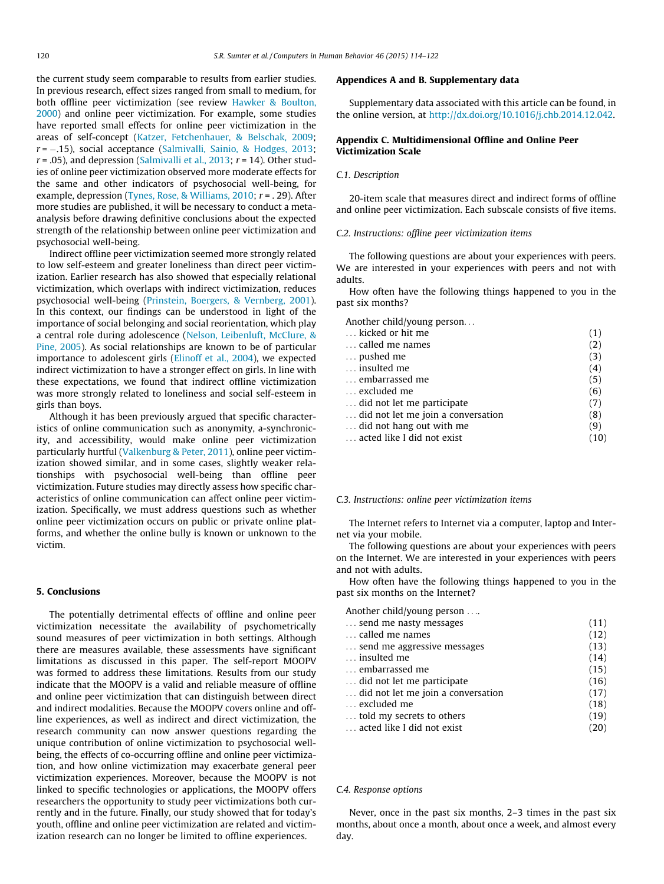the current study seem comparable to results from earlier studies. In previous research, effect sizes ranged from small to medium, for both offline peer victimization (see review Hawker & Boulton, 2000) and online peer victimization. For example, some studies have reported small effects for online peer victimization in the areas of self-concept (Katzer, Fetchenhauer, & Belschak, 2009; $r = -.15$), social acceptance (Salmivalli, Sainio, & Hodges, 2013; $r = .05$), and depression (Salmivalli et al., 2013; $r = 14$). Other studies of online peer victimization observed more moderate effects for the same and other indicators of psychosocial well-being, for example, depression (Tynes, Rose, & Williams, 2010; $r = .29$). After more studies are published, it will be necessary to conduct a meta-analysis before drawing definitive conclusions about the expected strength of the relationship between online peer victimization and psychosocial well-being.

Indirect offline peer victimization seemed more strongly related to low self-esteem and greater loneliness than direct peer victimization. Earlier research has also showed that especially relational victimization, which overlaps with indirect victimization, reduces psychosocial well-being (Prinstein, Boergers, & Vernberg, 2001). In this context, our findings can be understood in light of the importance of social belonging and social reorientation, which play a central role during adolescence (Nelson, Leibenluft, McClure, & Pine, 2005). As social relationships are known to be of particular importance to adolescent girls (Elinoff et al., 2004), we expected indirect victimization to have a stronger effect on girls. In line with these expectations, we found that indirect offline victimization was more strongly related to loneliness and social self-esteem in girls than boys.

Although it has been previously argued that specific characteristics of online communication such as anonymity, a-synchronicity, and accessibility, would make online peer victimization particularly hurtful (Valkenburg & Peter, 2011), online peer victimization showed similar, and in some cases, slightly weaker relationships with psychosocial well-being than offline peer victimization. Future studies may directly assess how specific characteristics of online communication can affect online peer victimization. Specifically, we must address questions such as whether online peer victimization occurs on public or private online platforms, and whether the online bully is known or unknown to the victim.

## 5. Conclusions

The potentially detrimental effects of offline and online peer victimization necessitate the availability of psychometrically sound measures of peer victimization in both settings. Although there are measures available, these assessments have significant limitations as discussed in this paper. The self-report MOOPV was formed to address these limitations. Results from our study indicate that the MOOPV is a valid and reliable measure of offline and online peer victimization that can distinguish between direct and indirect modalities. Because the MOOPV covers online and offline experiences, as well as indirect and direct victimization, the research community can now answer questions regarding the unique contribution of online victimization to psychosocial well-being, the effects of co-occurring offline and online peer victimization, and how online victimization may exacerbate general peer victimization experiences. Moreover, because the MOOPV is not linked to specific technologies or applications, the MOOPV offers researchers the opportunity to study peer victimizations both currently and in the future. Finally, our study showed that for today's youth, offline and online peer victimization are related and victimization research can no longer be limited to offline experiences.

## Appendices A and B. Supplementary data

Supplementary data associated with this article can be found, in the online version, at http://dx.doi.org/10.1016/j.chb.2014.12.042.

## Appendix C. Multidimensional Offline and Online Peer Victimization Scale

### C.1. Description

20-item scale that measures direct and indirect forms of offline and online peer victimization. Each subscale consists of five items.

### C.2. Instructions: offline peer victimization items

The following questions are about your experiences with peers. We are interested in your experiences with peers and not with adults.

How often have the following things happened to you in the past six months?

Another child/young person…

| | |
|---|---|
| … kicked or hit me | (1) |
| … called me names | (2) |
| … pushed me | (3) |
| … insulted me | (4) |
| … embarrassed me | (5) |
| … excluded me | (6) |
| … did not let me participate | (7) |
| … did not let me join a conversation | (8) |
| … did not hang out with me | (9) |
| … acted like I did not exist | (10) |

### C.3. Instructions: online peer victimization items

The Internet refers to Internet via a computer, laptop and Internet via your mobile.

The following questions are about your experiences with peers on the Internet. We are interested in your experiences with peers and not with adults.

How often have the following things happened to you in the past six months on the Internet?

Another child/young person ….

| | |
|---|---|
| … send me nasty messages | (11) |
| … called me names | (12) |
| … send me aggressive messages | (13) |
| … insulted me | (14) |
| … embarrassed me | (15) |
| … did not let me participate | (16) |
| … did not let me join a conversation | (17) |
| … excluded me | (18) |
| … told my secrets to others | (19) |
| … acted like I did not exist | (20) |

### C.4. Response options

Never, once in the past six months, 2–3 times in the past six months, about once a month, about once a week, and almost every day.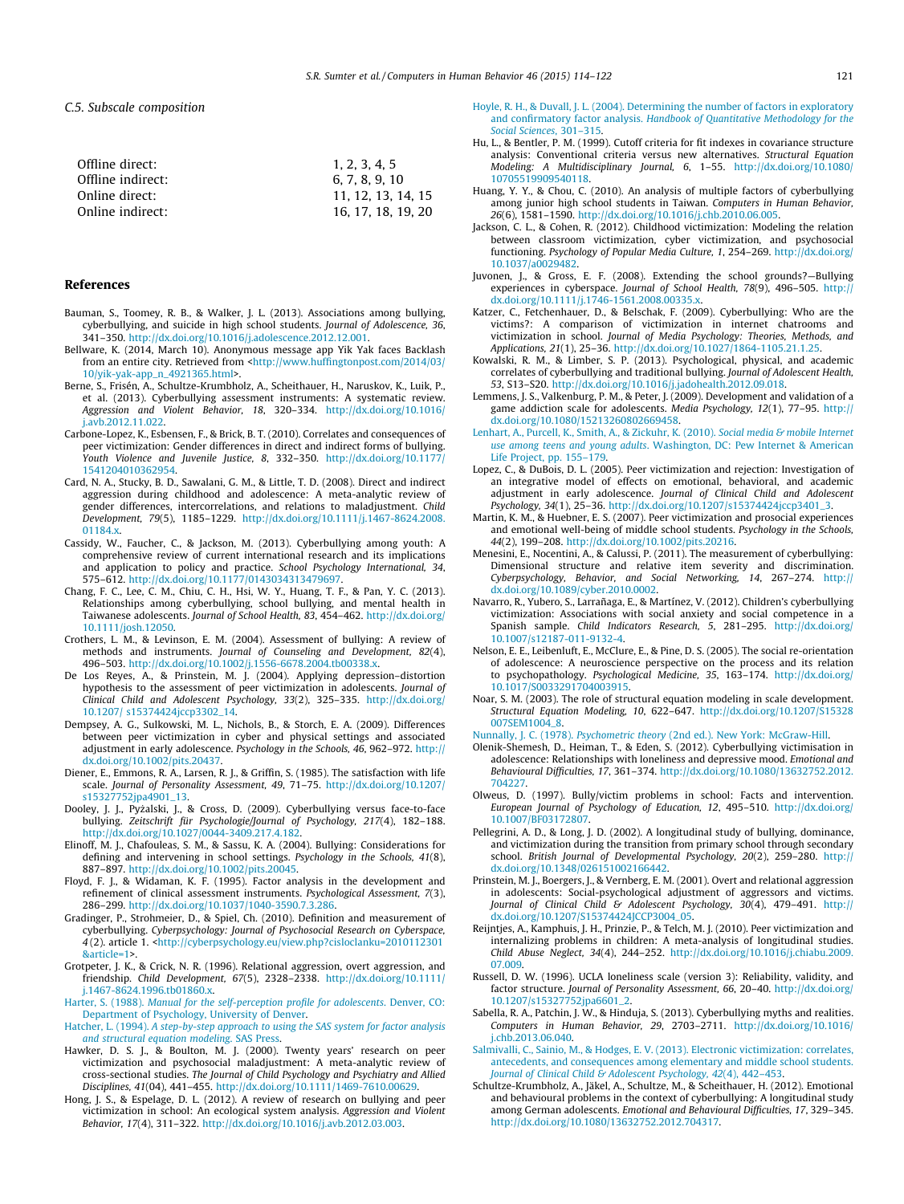### C.5. Subscale composition

| | |
|---|---|
| Offline direct: | 1, 2, 3, 4, 5 |
| Offline indirect: | 6, 7, 8, 9, 10 |
| Online direct: | 11, 12, 13, 14, 15 |
| Online indirect: | 16, 17, 18, 19, 20 |

## References

Bauman, S., Toomey, R. B., & Walker, J. L. (2013). Associations among bullying, cyberbullying, and suicide in high school students. *Journal of Adolescence, 36*, 341–350. http://dx.doi.org/10.1016/j.adolescence.2012.12.001.

Bellware, K. (2014, March 10). Anonymous message app Yik Yak faces Backlash from an entire city. Retrieved from <http://www.huffingtonpost.com/2014/03/10/yik-yak-app_n_4921365.html>.

Berne, S., Frisén, A., Schultze-Krumbholz, A., Scheithauer, H., Naruskov, K., Luik, P., et al. (2013). Cyberbullying assessment instruments: A systematic review. *Aggression and Violent Behavior, 18*, 320–334. http://dx.doi.org/10.1016/j.avb.2012.11.022.

Carbone-Lopez, K., Esbensen, F., & Brick, B. T. (2010). Correlates and consequences of peer victimization: Gender differences in direct and indirect forms of bullying. *Youth Violence and Juvenile Justice, 8*, 332–350. http://dx.doi.org/10.1177/1541204010362954.

Card, N. A., Stucky, B. D., Sawalani, G. M., & Little, T. D. (2008). Direct and indirect aggression during childhood and adolescence: A meta-analytic review of gender differences, intercorrelations, and relations to maladjustment. *Child Development, 79*(5), 1185–1229. http://dx.doi.org/10.1111/j.1467-8624.2008.01184.x.

Cassidy, W., Faucher, C., & Jackson, M. (2013). Cyberbullying among youth: A comprehensive review of current international research and its implications and application to policy and practice. *School Psychology International, 34*, 575–612. http://dx.doi.org/10.1177/0143034313479697.

Chang, F. C., Lee, C. M., Chiu, C. H., Hsi, W. Y., Huang, T. F., & Pan, Y. C. (2013). Relationships among cyberbullying, school bullying, and mental health in Taiwanese adolescents. *Journal of School Health, 83*, 454–462. http://dx.doi.org/10.1111/josh.12050.

Crothers, L. M., & Levinson, E. M. (2004). Assessment of bullying: A review of methods and instruments. *Journal of Counseling and Development, 82*(4), 496–503. http://dx.doi.org/10.1002/j.1556-6678.2004.tb00338.x.

De Los Reyes, A., & Prinstein, M. J. (2004). Applying depression–distortion hypothesis to the assessment of peer victimization in adolescents. *Journal of Clinical Child and Adolescent Psychology, 33*(2), 325–335. http://dx.doi.org/10.1207/ s15374424jccp3302_14.

Dempsey, A. G., Sulkowski, M. L., Nichols, R., & Storch, E. A. (2009). Differences between peer victimization in cyber and physical settings and associated adjustment in early adolescence. *Psychology in the Schools, 46*, 962–972. http://dx.doi.org/10.1002/pits.20437.

Diener, E., Emmons, R. A., Larsen, R. J., & Griffin, S. (1985). The satisfaction with life scale. *Journal of Personality Assessment, 49*, 71–75. http://dx.doi.org/10.1207/s15327752jpa4901_13.

Dooley, J. J., Pyżalski, J., & Cross, D. (2009). Cyberbullying versus face-to-face bullying. *Zeitschrift für Psychologie/Journal of Psychology, 217*(4), 182–188. http://dx.doi.org/10.1027/0044-3409.217.4.182.

Elinoff, M. J., Chafouleas, S. M., & Sassu, K. A. (2004). Bullying: Considerations for defining and intervening in school settings. *Psychology in the Schools, 41*(8), 887–897. http://dx.doi.org/10.1002/pits.20045.

Floyd, F. J., & Widaman, K. F. (1995). Factor analysis in the development and refinement of clinical assessment instruments. *Psychological Assessment, 7*(3), 286–299. http://dx.doi.org/10.1037/1040-3590.7.3.286.

Gradinger, P., Strohmeier, D., & Spiel, Ch. (2010). Definition and measurement of cyberbullying. *Cyberpsychology: Journal of Psychosocial Research on Cyberspace, 4*(2). article 1. <http://cyberpsychology.eu/view.php?cisloclanku=2010112301&article=1>.

Grotpeter, J. K., & Crick, N. R. (1996). Relational aggression, overt aggression, and friendship. *Child Development, 67*(5), 2328–2338. http://dx.doi.org/10.1111/j.1467-8624.1996.tb01860.x.

Harter, S. (1988). *Manual for the self-perception profile for adolescents*. Denver, CO: Department of Psychology, University of Denver.

Hatcher, L. (1994). *A step-by-step approach to using the SAS system for factor analysis and structural equation modeling*. SAS Press.

Hawker, D. S. J., & Boulton, M. J. (2000). Twenty years' research on peer victimization and psychosocial maladjustment: A meta-analytic review of cross-sectional studies. *The Journal of Child Psychology and Psychiatry and Allied Disciplines, 41*(04), 441–455. http://dx.doi.org/10.1111/1469-7610.00629.

Hong, J. S., & Espelage, D. L. (2012). A review of research on bullying and peer victimization in school: An ecological system analysis. *Aggression and Violent Behavior, 17*(4), 311–322. http://dx.doi.org/10.1016/j.avb.2012.03.003.

Hoyle, R. H., & Duvall, J. L. (2004). Determining the number of factors in exploratory and confirmatory factor analysis. *Handbook of Quantitative Methodology for the Social Sciences*, 301–315.

Hu, L., & Bentler, P. M. (1999). Cutoff criteria for fit indexes in covariance structure analysis: Conventional criteria versus new alternatives. *Structural Equation Modeling: A Multidisciplinary Journal, 6*, 1–55. http://dx.doi.org/10.1080/10705519909540118.

Huang, Y. Y., & Chou, C. (2010). An analysis of multiple factors of cyberbullying among junior high school students in Taiwan. *Computers in Human Behavior, 26*(6), 1581–1590. http://dx.doi.org/10.1016/j.chb.2010.06.005.

Jackson, C. L., & Cohen, R. (2012). Childhood victimization: Modeling the relation between classroom victimization, cyber victimization, and psychosocial functioning. *Psychology of Popular Media Culture, 1*, 254–269. http://dx.doi.org/10.1037/a0029482.

Juvonen, J., & Gross, E. F. (2008). Extending the school grounds?—Bullying experiences in cyberspace. *Journal of School Health, 78*(9), 496–505. http://dx.doi.org/10.1111/j.1746-1561.2008.00335.x.

Katzer, C., Fetchenhauer, D., & Belschak, F. (2009). Cyberbullying: Who are the victims?: A comparison of victimization in internet chatrooms and victimization in school. *Journal of Media Psychology: Theories, Methods, and Applications, 21*(1), 25–36. http://dx.doi.org/10.1027/1864-1105.21.1.25.

Kowalski, R. M., & Limber, S. P. (2013). Psychological, physical, and academic correlates of cyberbullying and traditional bullying. *Journal of Adolescent Health, 53*, S13–S20. http://dx.doi.org/10.1016/j.jadohealth.2012.09.018.

Lemmens, J. S., Valkenburg, P. M., & Peter, J. (2009). Development and validation of a game addiction scale for adolescents. *Media Psychology, 12*(1), 77–95. http://dx.doi.org/10.1080/15213260802669458.

Lenhart, A., Purcell, K., Smith, A., & Zickuhr, K. (2010). *Social media & mobile Internet use among teens and young adults*. Washington, DC: Pew Internet & American Life Project, pp. 155–179.

Lopez, C., & DuBois, D. L. (2005). Peer victimization and rejection: Investigation of an integrative model of effects on emotional, behavioral, and academic adjustment in early adolescence. *Journal of Clinical Child and Adolescent Psychology, 34*(1), 25–36. http://dx.doi.org/10.1207/s15374424jccp3401_3.

Martin, K. M., & Huebner, E. S. (2007). Peer victimization and prosocial experiences and emotional well-being of middle school students. *Psychology in the Schools, 44*(2), 199–208. http://dx.doi.org/10.1002/pits.20216.

Menesini, E., Nocentini, A., & Calussi, P. (2011). The measurement of cyberbullying: Dimensional structure and relative item severity and discrimination. *Cyberpsychology, Behavior, and Social Networking, 14*, 267–274. http://dx.doi.org/10.1089/cyber.2010.0002.

Navarro, R., Yubero, S., Larrañaga, E., & Martínez, V. (2012). Children's cyberbullying victimization: Associations with social anxiety and social competence in a Spanish sample. *Child Indicators Research, 5*, 281–295. http://dx.doi.org/10.1007/s12187-011-9132-4.

Nelson, E. E., Leibenluft, E., McClure, E., & Pine, D. S. (2005). The social re-orientation of adolescence: A neuroscience perspective on the process and its relation to psychopathology. *Psychological Medicine, 35*, 163–174. http://dx.doi.org/10.1017/S0033291704003915.

Noar, S. M. (2003). The role of structural equation modeling in scale development. *Structural Equation Modeling, 10*, 622–647. http://dx.doi.org/10.1207/S15328007SEM1004_8.

Nunnally, J. C. (1978). *Psychometric theory* (2nd ed.). New York: McGraw-Hill.

Olenik-Shemesh, D., Heiman, T., & Eden, S. (2012). Cyberbullying victimisation in adolescence: Relationships with loneliness and depressive mood. *Emotional and Behavioural Difficulties, 17*, 361–374. http://dx.doi.org/10.1080/13632752.2012.704227.

Olweus, D. (1997). Bully/victim problems in school: Facts and intervention. *European Journal of Psychology of Education, 12*, 495–510. http://dx.doi.org/10.1007/BF03172807.

Pellegrini, A. D., & Long, J. D. (2002). A longitudinal study of bullying, dominance, and victimization during the transition from primary school through secondary school. *British Journal of Developmental Psychology, 20*(2), 259–280. http://dx.doi.org/10.1348/026151002166442.

Prinstein, M. J., Boergers, J., & Vernberg, E. M. (2001). Overt and relational aggression in adolescents: Social-psychological adjustment of aggressors and victims. *Journal of Clinical Child & Adolescent Psychology, 30*(4), 479–491. http://dx.doi.org/10.1207/S15374424JCCP3004_05.

Reijntjes, A., Kamphuis, J. H., Prinzie, P., & Telch, M. J. (2010). Peer victimization and internalizing problems in children: A meta-analysis of longitudinal studies. *Child Abuse Neglect, 34*(4), 244–252. http://dx.doi.org/10.1016/j.chiabu.2009.07.009.

Russell, D. W. (1996). UCLA loneliness scale (version 3): Reliability, validity, and factor structure. *Journal of Personality Assessment, 66*, 20–40. http://dx.doi.org/10.1207/s15327752jpa6601_2.

Sabella, R. A., Patchin, J. W., & Hinduja, S. (2013). Cyberbullying myths and realities. *Computers in Human Behavior, 29*, 2703–2711. http://dx.doi.org/10.1016/j.chb.2013.06.040.

Salmivalli, C., Sainio, M., & Hodges, E. V. (2013). Electronic victimization: correlates, antecedents, and consequences among elementary and middle school students. *Journal of Clinical Child & Adolescent Psychology, 42*(4), 442–453.

Schultze-Krumbholz, A., Jäkel, A., Schultze, M., & Scheithauer, H. (2012). Emotional and behavioural problems in the context of cyberbullying: A longitudinal study among German adolescents. *Emotional and Behavioural Difficulties, 17*, 329–345. http://dx.doi.org/10.1080/13632752.2012.704317.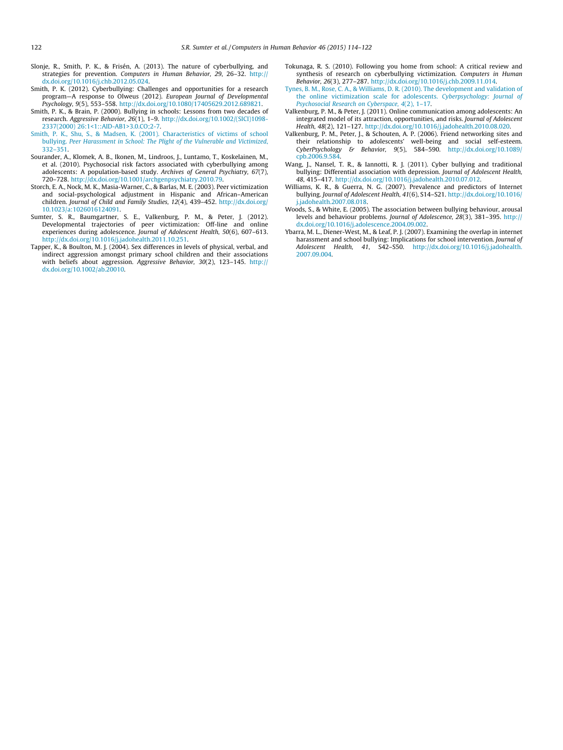Slonje, R., Smith, P. K., & Frisén, A. (2013). The nature of cyberbullying, and strategies for prevention. *Computers in Human Behavior, 29*, 26–32. http://dx.doi.org/10.1016/j.chb.2012.05.024.

Smith, P. K. (2012). Cyberbullying: Challenges and opportunities for a research program—A response to Olweus (2012). *European Journal of Developmental Psychology, 9*(5), 553–558. http://dx.doi.org/10.1080/17405629.2012.689821.

Smith, P. K., & Brain, P. (2000). Bullying in schools: Lessons from two decades of research. *Aggressive Behavior, 26*(1), 1–9. http://dx.doi.org/10.1002/(SICI)1098-2337(2000) 26:1<1::AID-AB1>3.0.CO;2-7.

Smith, P. K., Shu, S., & Madsen, K. (2001). Characteristics of victims of school bullying. *Peer Harassment in School: The Plight of the Vulnerable and Victimized*, 332–351.

Sourander, A., Klomek, A. B., Ikonen, M., Lindroos, J., Luntamo, T., Koskelainen, M., et al. (2010). Psychosocial risk factors associated with cyberbullying among adolescents: A population-based study. *Archives of General Psychiatry, 67*(7), 720–728. http://dx.doi.org/10.1001/archgenpsychiatry.2010.79.

Storch, E. A., Nock, M. K., Masia-Warner, C., & Barlas, M. E. (2003). Peer victimization and social-psychological adjustment in Hispanic and African–American children. *Journal of Child and Family Studies, 12*(4), 439–452. http://dx.doi.org/10.1023/a:1026016124091.

Sumter, S. R., Baumgartner, S. E., Valkenburg, P. M., & Peter, J. (2012). Developmental trajectories of peer victimization: Off-line and online experiences during adolescence. *Journal of Adolescent Health, 50*(6), 607–613. http://dx.doi.org/10.1016/j.jadohealth.2011.10.251.

Tapper, K., & Boulton, M. J. (2004). Sex differences in levels of physical, verbal, and indirect aggression amongst primary school children and their associations with beliefs about aggression. *Aggressive Behavior, 30*(2), 123–145. http://dx.doi.org/10.1002/ab.20010.

Tokunaga, R. S. (2010). Following you home from school: A critical review and synthesis of research on cyberbullying victimization. *Computers in Human Behavior, 26*(3), 277–287. http://dx.doi.org/10.1016/j.chb.2009.11.014.

Tynes, B. M., Rose, C. A., & Williams, D. R. (2010). The development and validation of the online victimization scale for adolescents. *Cyberpsychology: Journal of Psychosocial Research on Cyberspace, 4*(2), 1–17.

Valkenburg, P. M., & Peter, J. (2011). Online communication among adolescents: An integrated model of its attraction, opportunities, and risks. *Journal of Adolescent Health, 48*(2), 121–127. http://dx.doi.org/10.1016/j.jadohealth.2010.08.020.

Valkenburg, P. M., Peter, J., & Schouten, A. P. (2006). Friend networking sites and their relationship to adolescents' well-being and social self-esteem. *CyberPsychology & Behavior, 9*(5), 584–590. http://dx.doi.org/10.1089/cpb.2006.9.584.

Wang, J., Nansel, T. R., & Iannotti, R. J. (2011). Cyber bullying and traditional bullying: Differential association with depression. *Journal of Adolescent Health, 48*, 415–417. http://dx.doi.org/10.1016/j.jadohealth.2010.07.012.

Williams, K. R., & Guerra, N. G. (2007). Prevalence and predictors of Internet bullying. *Journal of Adolescent Health, 41*(6), S14–S21. http://dx.doi.org/10.1016/j.jadohealth.2007.08.018.

Woods, S., & White, E. (2005). The association between bullying behaviour, arousal levels and behaviour problems. *Journal of Adolescence, 28*(3), 381–395. http://dx.doi.org/10.1016/j.adolescence.2004.09.002.

Ybarra, M. L., Diener-West, M., & Leaf, P. J. (2007). Examining the overlap in internet harassment and school bullying: Implications for school intervention. *Journal of Adolescent Health, 41*, S42–S50. http://dx.doi.org/10.1016/j.jadohealth.2007.09.004.